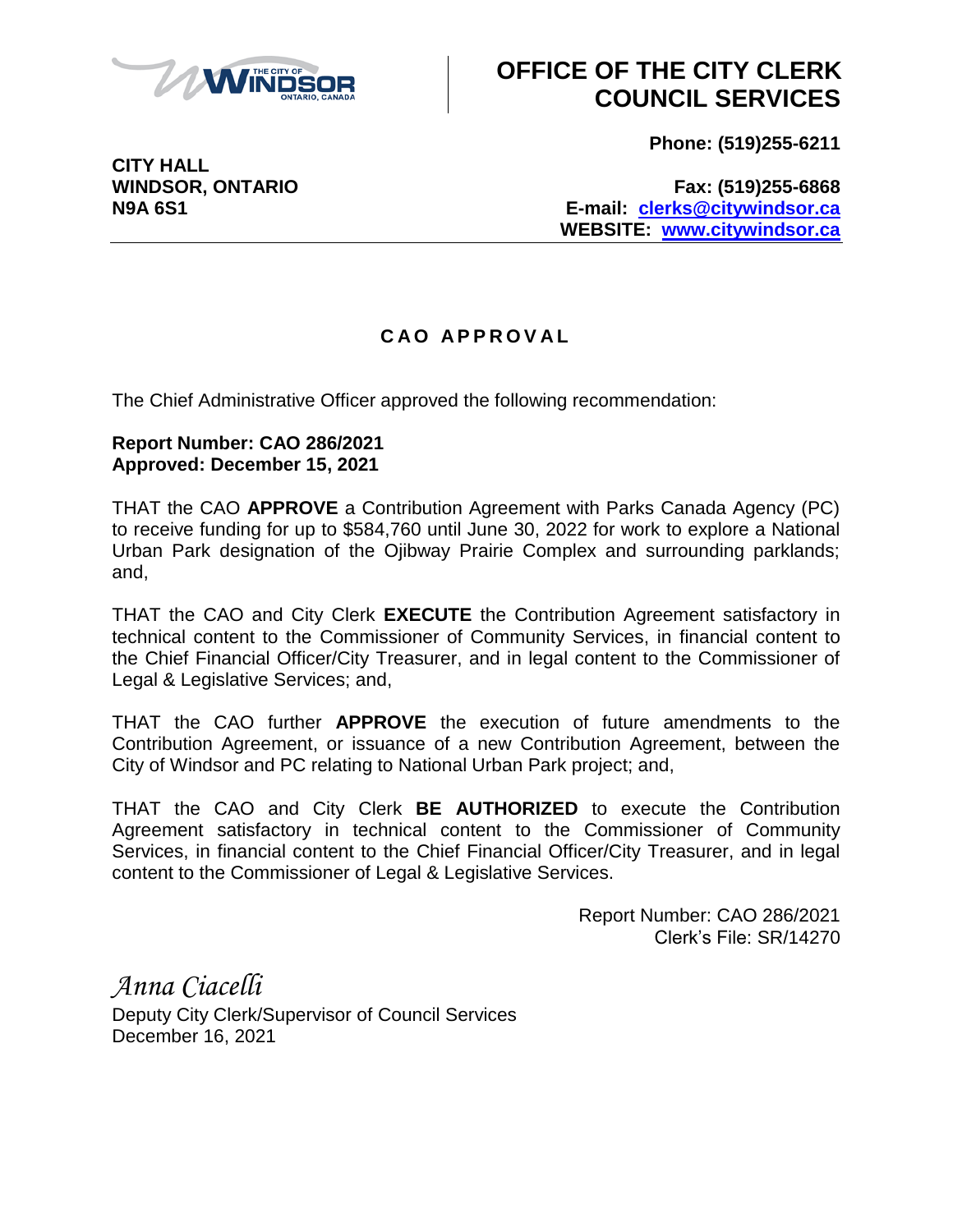# OFFICE OF THE CITY CLERK COUNCIL SERVICES

**CITY HALL**
**WINDSOR, ONTARIO**
**N9A 6S1**

**Phone: (519)255-6211**
**Fax: (519)255-6868**
**E-mail: clerks@citywindsor.ca**
**WEBSITE: www.citywindsor.ca**

## CAO APPROVAL

The Chief Administrative Officer approved the following recommendation:

**Report Number: CAO 286/2021**
**Approved: December 15, 2021**

THAT the CAO **APPROVE** a Contribution Agreement with Parks Canada Agency (PC) to receive funding for up to $584,760 until June 30, 2022 for work to explore a National Urban Park designation of the Ojibway Prairie Complex and surrounding parklands; and,

THAT the CAO and City Clerk **EXECUTE** the Contribution Agreement satisfactory in technical content to the Commissioner of Community Services, in financial content to the Chief Financial Officer/City Treasurer, and in legal content to the Commissioner of Legal & Legislative Services; and,

THAT the CAO further **APPROVE** the execution of future amendments to the Contribution Agreement, or issuance of a new Contribution Agreement, between the City of Windsor and PC relating to National Urban Park project; and,

THAT the CAO and City Clerk **BE AUTHORIZED** to execute the Contribution Agreement satisfactory in technical content to the Commissioner of Community Services, in financial content to the Chief Financial Officer/City Treasurer, and in legal content to the Commissioner of Legal & Legislative Services.

Report Number: CAO 286/2021
Clerk's File: SR/14270

*Anna Ciacelli*
Deputy City Clerk/Supervisor of Council Services
December 16, 2021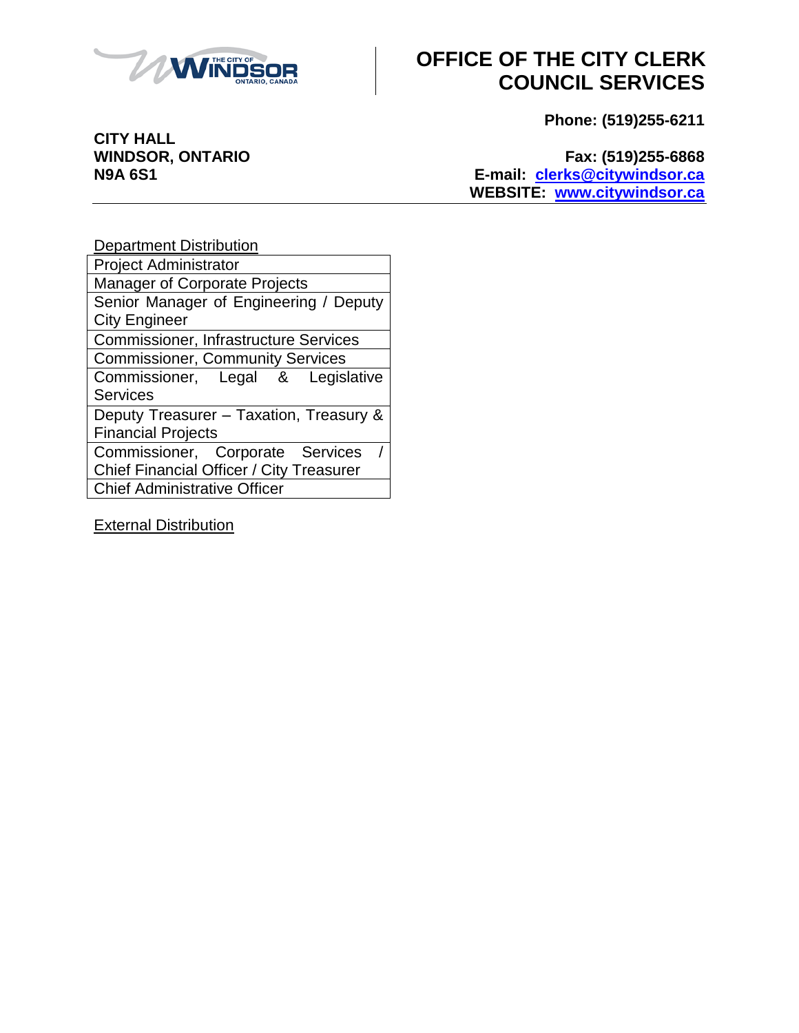# OFFICE OF THE CITY CLERK
# COUNCIL SERVICES

**Phone: (519)255-6211**

**CITY HALL**
**WINDSOR, ONTARIO**
**N9A 6S1**

**Fax: (519)255-6868**
**E-mail: clerks@citywindsor.ca**
**WEBSITE: www.citywindsor.ca**

Department Distribution

| |
|---|
| Project Administrator |
| Manager of Corporate Projects |
| Senior Manager of Engineering / Deputy City Engineer |
| Commissioner, Infrastructure Services |
| Commissioner, Community Services |
| Commissioner, Legal & Legislative Services |
| Deputy Treasurer – Taxation, Treasury & Financial Projects |
| Commissioner, Corporate Services / Chief Financial Officer / City Treasurer |
| Chief Administrative Officer |

External Distribution